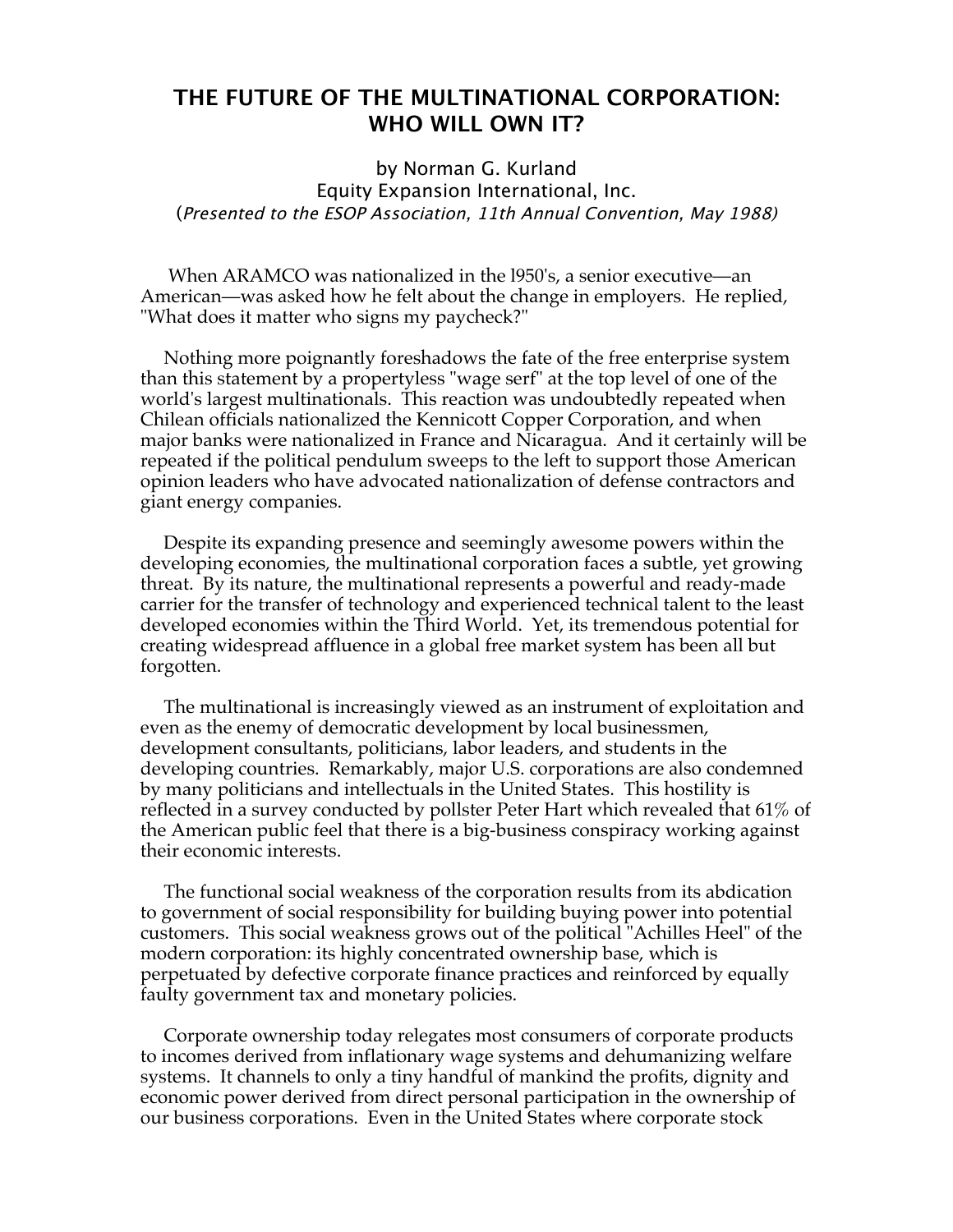# THE FUTURE OF THE MULTINATIONAL CORPORATION: WHO WILL OWN IT?

by Norman G. Kurland
Equity Expansion International, Inc.
(*Presented to the ESOP Association, 11th Annual Convention, May 1988)*

When ARAMCO was nationalized in the l950's, a senior executive—an American—was asked how he felt about the change in employers. He replied, "What does it matter who signs my paycheck?"

Nothing more poignantly foreshadows the fate of the free enterprise system than this statement by a propertyless "wage serf" at the top level of one of the world's largest multinationals. This reaction was undoubtedly repeated when Chilean officials nationalized the Kennicott Copper Corporation, and when major banks were nationalized in France and Nicaragua. And it certainly will be repeated if the political pendulum sweeps to the left to support those American opinion leaders who have advocated nationalization of defense contractors and giant energy companies.

Despite its expanding presence and seemingly awesome powers within the developing economies, the multinational corporation faces a subtle, yet growing threat. By its nature, the multinational represents a powerful and ready-made carrier for the transfer of technology and experienced technical talent to the least developed economies within the Third World. Yet, its tremendous potential for creating widespread affluence in a global free market system has been all but forgotten.

The multinational is increasingly viewed as an instrument of exploitation and even as the enemy of democratic development by local businessmen, development consultants, politicians, labor leaders, and students in the developing countries. Remarkably, major U.S. corporations are also condemned by many politicians and intellectuals in the United States. This hostility is reflected in a survey conducted by pollster Peter Hart which revealed that 61% of the American public feel that there is a big-business conspiracy working against their economic interests.

The functional social weakness of the corporation results from its abdication to government of social responsibility for building buying power into potential customers. This social weakness grows out of the political "Achilles Heel" of the modern corporation: its highly concentrated ownership base, which is perpetuated by defective corporate finance practices and reinforced by equally faulty government tax and monetary policies.

Corporate ownership today relegates most consumers of corporate products to incomes derived from inflationary wage systems and dehumanizing welfare systems. It channels to only a tiny handful of mankind the profits, dignity and economic power derived from direct personal participation in the ownership of our business corporations. Even in the United States where corporate stock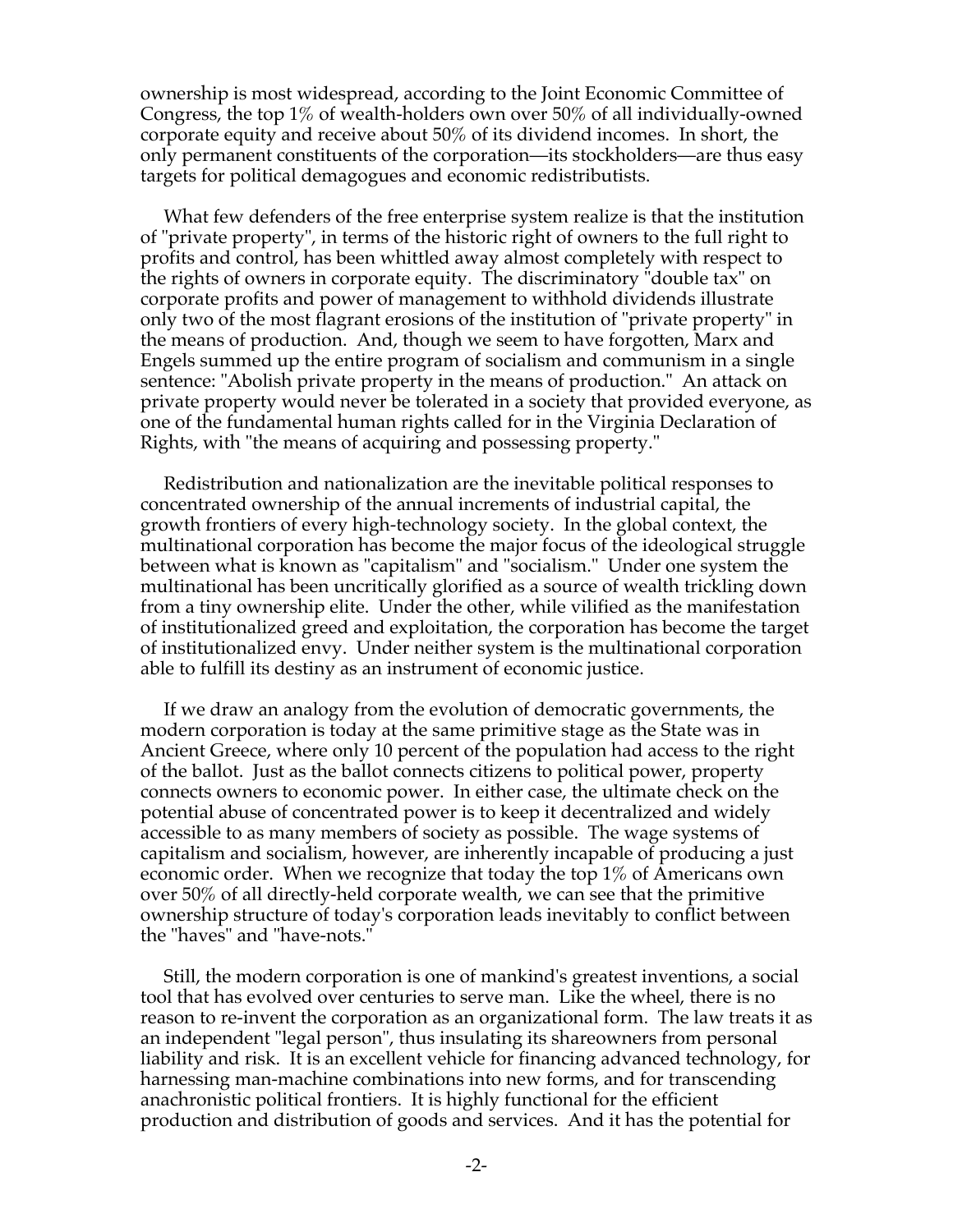ownership is most widespread, according to the Joint Economic Committee of Congress, the top 1% of wealth-holders own over 50% of all individually-owned corporate equity and receive about 50% of its dividend incomes. In short, the only permanent constituents of the corporation—its stockholders—are thus easy targets for political demagogues and economic redistributists.

What few defenders of the free enterprise system realize is that the institution of "private property", in terms of the historic right of owners to the full right to profits and control, has been whittled away almost completely with respect to the rights of owners in corporate equity. The discriminatory "double tax" on corporate profits and power of management to withhold dividends illustrate only two of the most flagrant erosions of the institution of "private property" in the means of production. And, though we seem to have forgotten, Marx and Engels summed up the entire program of socialism and communism in a single sentence: "Abolish private property in the means of production." An attack on private property would never be tolerated in a society that provided everyone, as one of the fundamental human rights called for in the Virginia Declaration of Rights, with "the means of acquiring and possessing property."

Redistribution and nationalization are the inevitable political responses to concentrated ownership of the annual increments of industrial capital, the growth frontiers of every high-technology society. In the global context, the multinational corporation has become the major focus of the ideological struggle between what is known as "capitalism" and "socialism." Under one system the multinational has been uncritically glorified as a source of wealth trickling down from a tiny ownership elite. Under the other, while vilified as the manifestation of institutionalized greed and exploitation, the corporation has become the target of institutionalized envy. Under neither system is the multinational corporation able to fulfill its destiny as an instrument of economic justice.

If we draw an analogy from the evolution of democratic governments, the modern corporation is today at the same primitive stage as the State was in Ancient Greece, where only 10 percent of the population had access to the right of the ballot. Just as the ballot connects citizens to political power, property connects owners to economic power. In either case, the ultimate check on the potential abuse of concentrated power is to keep it decentralized and widely accessible to as many members of society as possible. The wage systems of capitalism and socialism, however, are inherently incapable of producing a just economic order. When we recognize that today the top 1% of Americans own over 50% of all directly-held corporate wealth, we can see that the primitive ownership structure of today's corporation leads inevitably to conflict between the "haves" and "have-nots."

Still, the modern corporation is one of mankind's greatest inventions, a social tool that has evolved over centuries to serve man. Like the wheel, there is no reason to re-invent the corporation as an organizational form. The law treats it as an independent "legal person", thus insulating its shareowners from personal liability and risk. It is an excellent vehicle for financing advanced technology, for harnessing man-machine combinations into new forms, and for transcending anachronistic political frontiers. It is highly functional for the efficient production and distribution of goods and services. And it has the potential for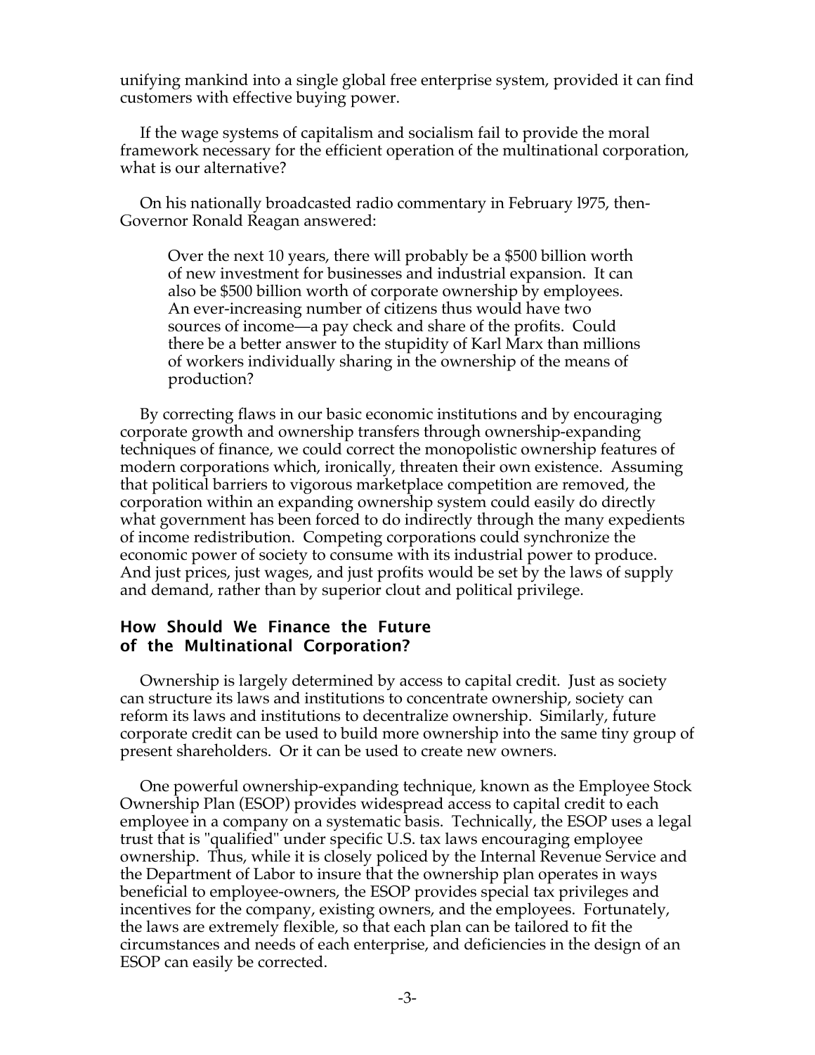unifying mankind into a single global free enterprise system, provided it can find customers with effective buying power.

If the wage systems of capitalism and socialism fail to provide the moral framework necessary for the efficient operation of the multinational corporation, what is our alternative?

On his nationally broadcasted radio commentary in February l975, then-Governor Ronald Reagan answered:

> Over the next 10 years, there will probably be a $500 billion worth of new investment for businesses and industrial expansion. It can also be $500 billion worth of corporate ownership by employees. An ever-increasing number of citizens thus would have two sources of income—a pay check and share of the profits. Could there be a better answer to the stupidity of Karl Marx than millions of workers individually sharing in the ownership of the means of production?

By correcting flaws in our basic economic institutions and by encouraging corporate growth and ownership transfers through ownership-expanding techniques of finance, we could correct the monopolistic ownership features of modern corporations which, ironically, threaten their own existence. Assuming that political barriers to vigorous marketplace competition are removed, the corporation within an expanding ownership system could easily do directly what government has been forced to do indirectly through the many expedients of income redistribution. Competing corporations could synchronize the economic power of society to consume with its industrial power to produce. And just prices, just wages, and just profits would be set by the laws of supply and demand, rather than by superior clout and political privilege.

## How Should We Finance the Future of the Multinational Corporation?

Ownership is largely determined by access to capital credit. Just as society can structure its laws and institutions to concentrate ownership, society can reform its laws and institutions to decentralize ownership. Similarly, future corporate credit can be used to build more ownership into the same tiny group of present shareholders. Or it can be used to create new owners.

One powerful ownership-expanding technique, known as the Employee Stock Ownership Plan (ESOP) provides widespread access to capital credit to each employee in a company on a systematic basis. Technically, the ESOP uses a legal trust that is "qualified" under specific U.S. tax laws encouraging employee ownership. Thus, while it is closely policed by the Internal Revenue Service and the Department of Labor to insure that the ownership plan operates in ways beneficial to employee-owners, the ESOP provides special tax privileges and incentives for the company, existing owners, and the employees. Fortunately, the laws are extremely flexible, so that each plan can be tailored to fit the circumstances and needs of each enterprise, and deficiencies in the design of an ESOP can easily be corrected.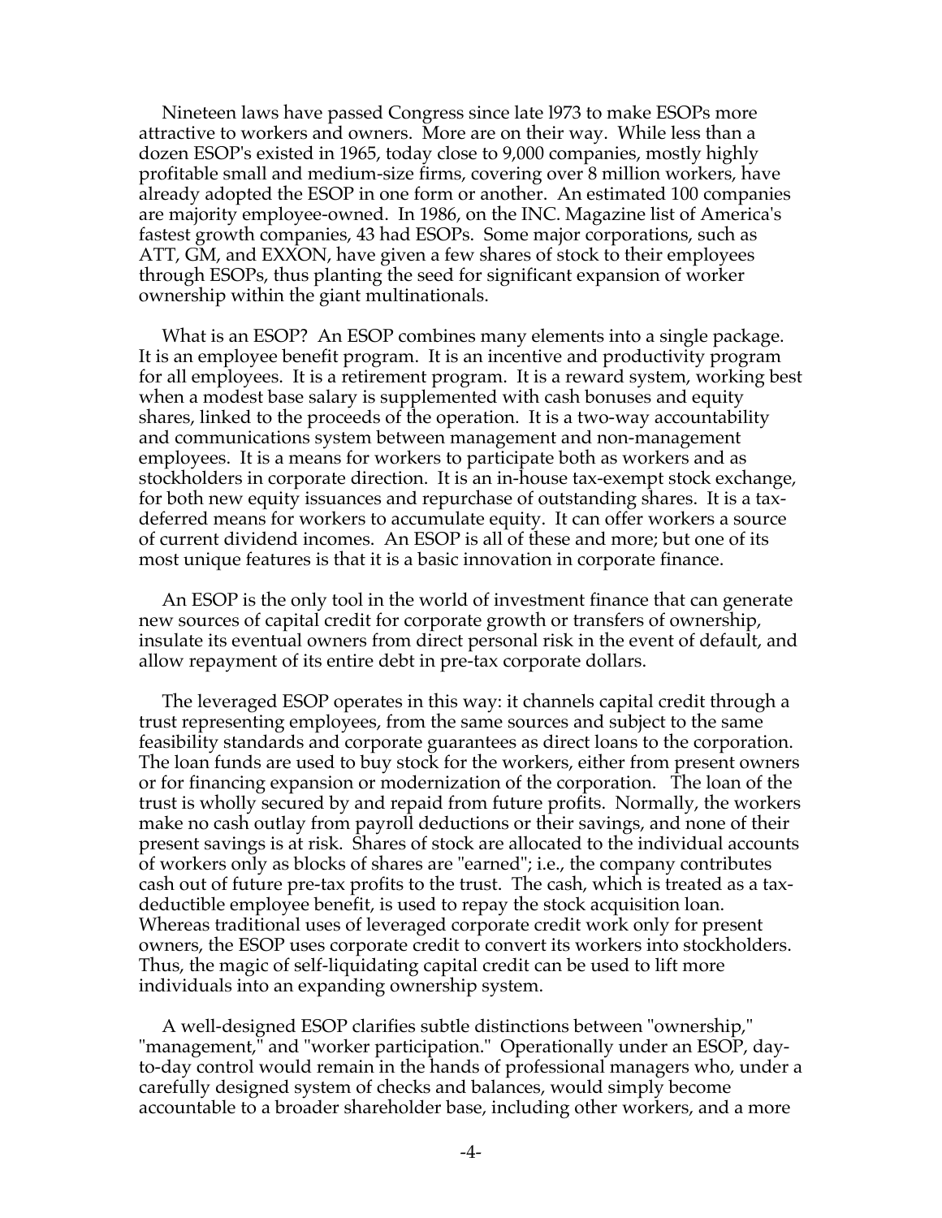Nineteen laws have passed Congress since late l973 to make ESOPs more attractive to workers and owners. More are on their way. While less than a dozen ESOP's existed in 1965, today close to 9,000 companies, mostly highly profitable small and medium-size firms, covering over 8 million workers, have already adopted the ESOP in one form or another. An estimated 100 companies are majority employee-owned. In 1986, on the INC. Magazine list of America's fastest growth companies, 43 had ESOPs. Some major corporations, such as ATT, GM, and EXXON, have given a few shares of stock to their employees through ESOPs, thus planting the seed for significant expansion of worker ownership within the giant multinationals.

What is an ESOP? An ESOP combines many elements into a single package. It is an employee benefit program. It is an incentive and productivity program for all employees. It is a retirement program. It is a reward system, working best when a modest base salary is supplemented with cash bonuses and equity shares, linked to the proceeds of the operation. It is a two-way accountability and communications system between management and non-management employees. It is a means for workers to participate both as workers and as stockholders in corporate direction. It is an in-house tax-exempt stock exchange, for both new equity issuances and repurchase of outstanding shares. It is a tax-deferred means for workers to accumulate equity. It can offer workers a source of current dividend incomes. An ESOP is all of these and more; but one of its most unique features is that it is a basic innovation in corporate finance.

An ESOP is the only tool in the world of investment finance that can generate new sources of capital credit for corporate growth or transfers of ownership, insulate its eventual owners from direct personal risk in the event of default, and allow repayment of its entire debt in pre-tax corporate dollars.

The leveraged ESOP operates in this way: it channels capital credit through a trust representing employees, from the same sources and subject to the same feasibility standards and corporate guarantees as direct loans to the corporation. The loan funds are used to buy stock for the workers, either from present owners or for financing expansion or modernization of the corporation. The loan of the trust is wholly secured by and repaid from future profits. Normally, the workers make no cash outlay from payroll deductions or their savings, and none of their present savings is at risk. Shares of stock are allocated to the individual accounts of workers only as blocks of shares are "earned"; i.e., the company contributes cash out of future pre-tax profits to the trust. The cash, which is treated as a tax-deductible employee benefit, is used to repay the stock acquisition loan. Whereas traditional uses of leveraged corporate credit work only for present owners, the ESOP uses corporate credit to convert its workers into stockholders. Thus, the magic of self-liquidating capital credit can be used to lift more individuals into an expanding ownership system.

A well-designed ESOP clarifies subtle distinctions between "ownership," "management," and "worker participation." Operationally under an ESOP, day-to-day control would remain in the hands of professional managers who, under a carefully designed system of checks and balances, would simply become accountable to a broader shareholder base, including other workers, and a more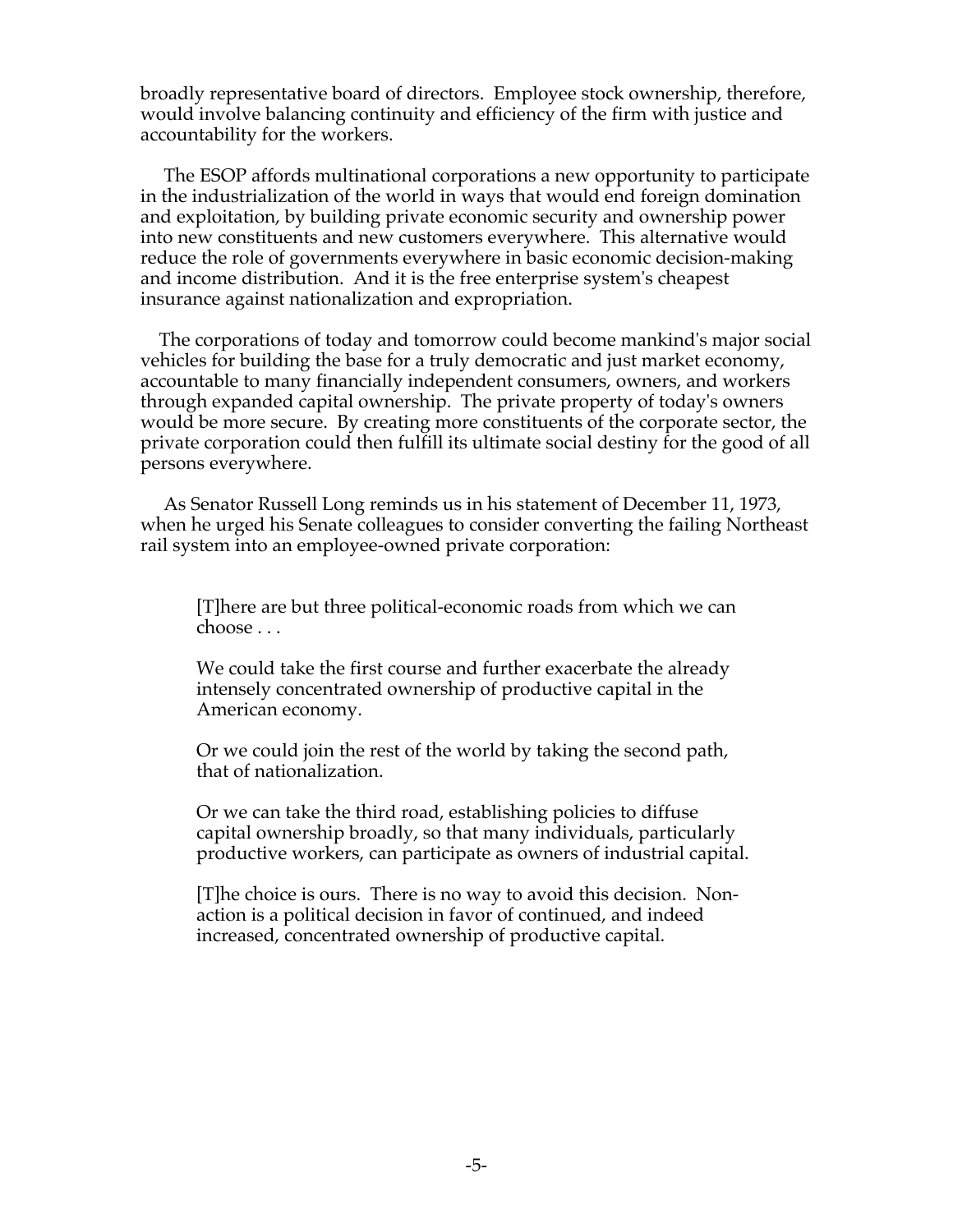broadly representative board of directors. Employee stock ownership, therefore, would involve balancing continuity and efficiency of the firm with justice and accountability for the workers.

The ESOP affords multinational corporations a new opportunity to participate in the industrialization of the world in ways that would end foreign domination and exploitation, by building private economic security and ownership power into new constituents and new customers everywhere. This alternative would reduce the role of governments everywhere in basic economic decision-making and income distribution. And it is the free enterprise system's cheapest insurance against nationalization and expropriation.

The corporations of today and tomorrow could become mankind's major social vehicles for building the base for a truly democratic and just market economy, accountable to many financially independent consumers, owners, and workers through expanded capital ownership. The private property of today's owners would be more secure. By creating more constituents of the corporate sector, the private corporation could then fulfill its ultimate social destiny for the good of all persons everywhere.

As Senator Russell Long reminds us in his statement of December 11, 1973, when he urged his Senate colleagues to consider converting the failing Northeast rail system into an employee-owned private corporation:

> [T]here are but three political-economic roads from which we can choose . . .
>
> We could take the first course and further exacerbate the already intensely concentrated ownership of productive capital in the American economy.
>
> Or we could join the rest of the world by taking the second path, that of nationalization.
>
> Or we can take the third road, establishing policies to diffuse capital ownership broadly, so that many individuals, particularly productive workers, can participate as owners of industrial capital.
>
> [T]he choice is ours. There is no way to avoid this decision. Non-action is a political decision in favor of continued, and indeed increased, concentrated ownership of productive capital.